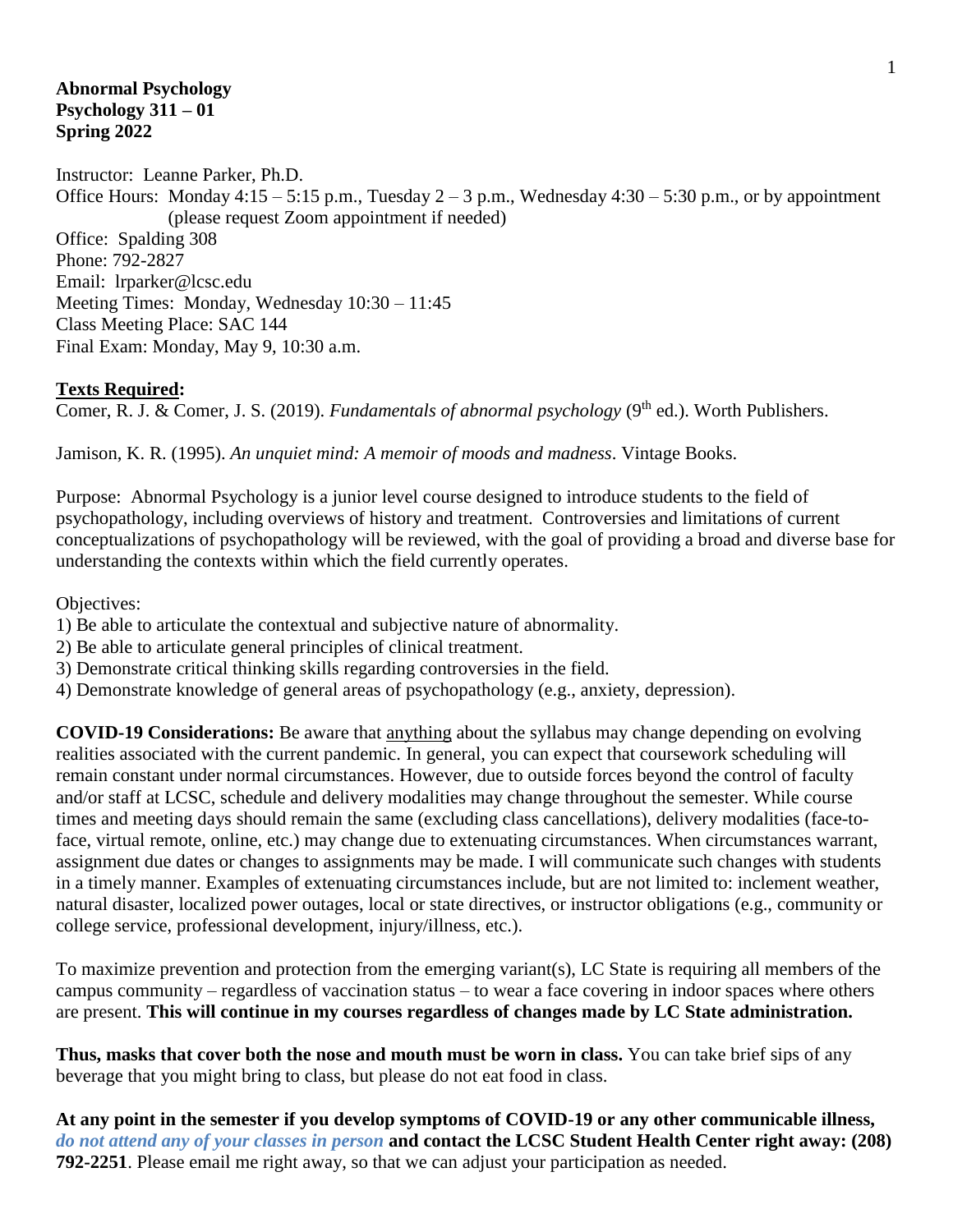**Abnormal Psychology**
**Psychology 311 – 01**
**Spring 2022**

Instructor: Leanne Parker, Ph.D.
Office Hours: Monday 4:15 – 5:15 p.m., Tuesday 2 – 3 p.m., Wednesday 4:30 – 5:30 p.m., or by appointment (please request Zoom appointment if needed)
Office: Spalding 308
Phone: 792-2827
Email: lrparker@lcsc.edu
Meeting Times: Monday, Wednesday 10:30 – 11:45
Class Meeting Place: SAC 144
Final Exam: Monday, May 9, 10:30 a.m.

**Texts Required:**

Comer, R. J. & Comer, J. S. (2019). *Fundamentals of abnormal psychology* (9th ed.). Worth Publishers.

Jamison, K. R. (1995). *An unquiet mind: A memoir of moods and madness*. Vintage Books.

Purpose: Abnormal Psychology is a junior level course designed to introduce students to the field of psychopathology, including overviews of history and treatment. Controversies and limitations of current conceptualizations of psychopathology will be reviewed, with the goal of providing a broad and diverse base for understanding the contexts within which the field currently operates.

Objectives:
1) Be able to articulate the contextual and subjective nature of abnormality.
2) Be able to articulate general principles of clinical treatment.
3) Demonstrate critical thinking skills regarding controversies in the field.
4) Demonstrate knowledge of general areas of psychopathology (e.g., anxiety, depression).

**COVID-19 Considerations:** Be aware that anything about the syllabus may change depending on evolving realities associated with the current pandemic. In general, you can expect that coursework scheduling will remain constant under normal circumstances. However, due to outside forces beyond the control of faculty and/or staff at LCSC, schedule and delivery modalities may change throughout the semester. While course times and meeting days should remain the same (excluding class cancellations), delivery modalities (face-to-face, virtual remote, online, etc.) may change due to extenuating circumstances. When circumstances warrant, assignment due dates or changes to assignments may be made. I will communicate such changes with students in a timely manner. Examples of extenuating circumstances include, but are not limited to: inclement weather, natural disaster, localized power outages, local or state directives, or instructor obligations (e.g., community or college service, professional development, injury/illness, etc.).

To maximize prevention and protection from the emerging variant(s), LC State is requiring all members of the campus community – regardless of vaccination status – to wear a face covering in indoor spaces where others are present. **This will continue in my courses regardless of changes made by LC State administration.**

**Thus, masks that cover both the nose and mouth must be worn in class.** You can take brief sips of any beverage that you might bring to class, but please do not eat food in class.

**At any point in the semester if you develop symptoms of COVID-19 or any other communicable illness,** ***do not attend any of your classes in person*** **and contact the LCSC Student Health Center right away: (208) 792-2251**. Please email me right away, so that we can adjust your participation as needed.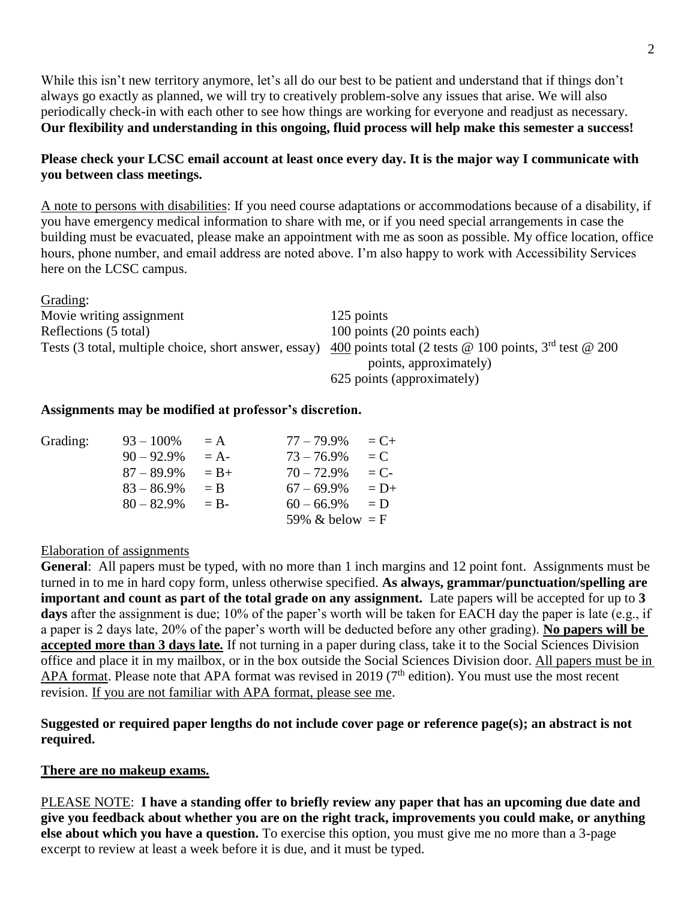While this isn't new territory anymore, let's all do our best to be patient and understand that if things don't always go exactly as planned, we will try to creatively problem-solve any issues that arise. We will also periodically check-in with each other to see how things are working for everyone and readjust as necessary. **Our flexibility and understanding in this ongoing, fluid process will help make this semester a success!**

**Please check your LCSC email account at least once every day. It is the major way I communicate with you between class meetings.**

<u>A note to persons with disabilities</u>: If you need course adaptations or accommodations because of a disability, if you have emergency medical information to share with me, or if you need special arrangements in case the building must be evacuated, please make an appointment with me as soon as possible. My office location, office hours, phone number, and email address are noted above. I'm also happy to work with Accessibility Services here on the LCSC campus.

<u>Grading</u>:

| | |
|---|---|
| Movie writing assignment | 125 points |
| Reflections (5 total) | 100 points (20 points each) |
| Tests (3 total, multiple choice, short answer, essay) | <u>400</u> points total (2 tests @ 100 points, 3rd test @ 200 points, approximately) |
| | 625 points (approximately) |

**Assignments may be modified at professor's discretion.**

Grading:

| | | | |
|---|---|---|---|
| 93 – 100% | = A | 77 – 79.9% | = C+ |
| 90 – 92.9% | = A- | 73 – 76.9% | = C |
| 87 – 89.9% | = B+ | 70 – 72.9% | = C- |
| 83 – 86.9% | = B | 67 – 69.9% | = D+ |
| 80 – 82.9% | = B- | 60 – 66.9% | = D |
| | | 59% & below | = F |

<u>Elaboration of assignments</u>

**General**: All papers must be typed, with no more than 1 inch margins and 12 point font. Assignments must be turned in to me in hard copy form, unless otherwise specified. **As always, grammar/punctuation/spelling are important and count as part of the total grade on any assignment.** Late papers will be accepted for up to **3 days** after the assignment is due; 10% of the paper's worth will be taken for EACH day the paper is late (e.g., if a paper is 2 days late, 20% of the paper's worth will be deducted before any other grading). **<u>No papers will be accepted more than 3 days late.</u>** If not turning in a paper during class, take it to the Social Sciences Division office and place it in my mailbox, or in the box outside the Social Sciences Division door. <u>All papers must be in APA format</u>. Please note that APA format was revised in 2019 (7th edition). You must use the most recent revision. <u>If you are not familiar with APA format, please see me</u>.

**Suggested or required paper lengths do not include cover page or reference page(s); an abstract is not required.**

**<u>There are no makeup exams.</u>**

<u>PLEASE NOTE</u>: **I have a standing offer to briefly review any paper that has an upcoming due date and give you feedback about whether you are on the right track, improvements you could make, or anything else about which you have a question.** To exercise this option, you must give me no more than a 3-page excerpt to review at least a week before it is due, and it must be typed.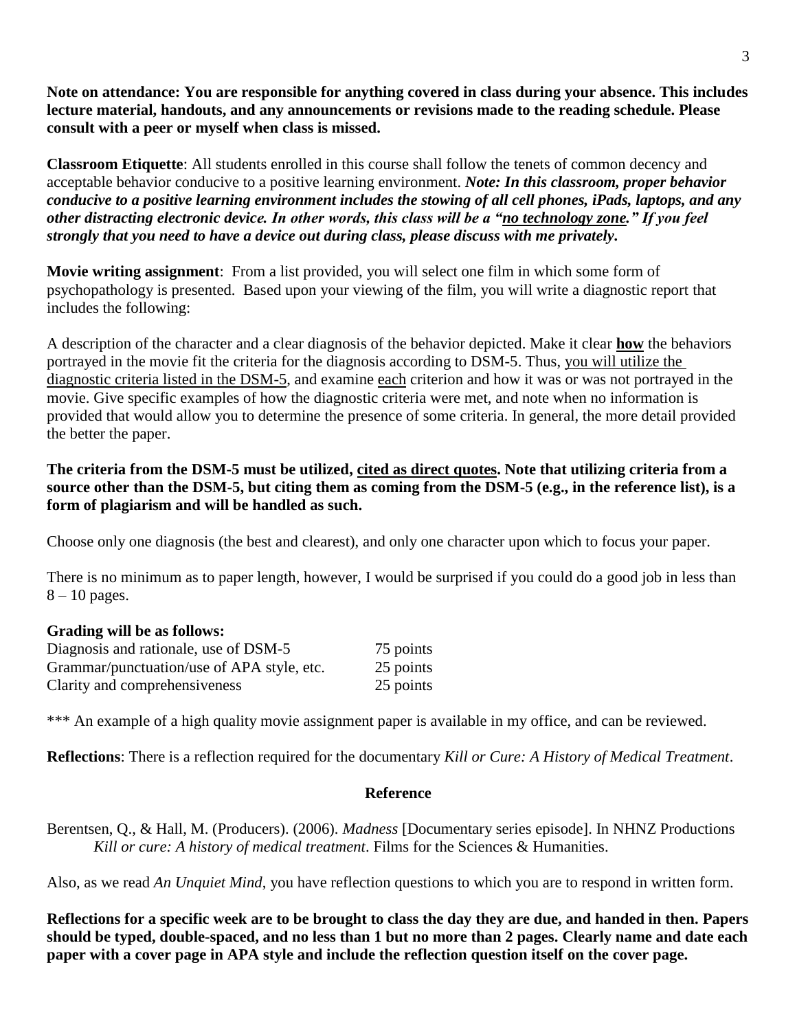**Note on attendance: You are responsible for anything covered in class during your absence. This includes lecture material, handouts, and any announcements or revisions made to the reading schedule. Please consult with a peer or myself when class is missed.**

**Classroom Etiquette**: All students enrolled in this course shall follow the tenets of common decency and acceptable behavior conducive to a positive learning environment. ***Note: In this classroom, proper behavior conducive to a positive learning environment includes the stowing of all cell phones, iPads, laptops, and any other distracting electronic device. In other words, this class will be a "no technology zone." If you feel strongly that you need to have a device out during class, please discuss with me privately.***

**Movie writing assignment**: From a list provided, you will select one film in which some form of psychopathology is presented. Based upon your viewing of the film, you will write a diagnostic report that includes the following:

A description of the character and a clear diagnosis of the behavior depicted. Make it clear **how** the behaviors portrayed in the movie fit the criteria for the diagnosis according to DSM-5. Thus, you will utilize the diagnostic criteria listed in the DSM-5, and examine each criterion and how it was or was not portrayed in the movie. Give specific examples of how the diagnostic criteria were met, and note when no information is provided that would allow you to determine the presence of some criteria. In general, the more detail provided the better the paper.

**The criteria from the DSM-5 must be utilized, cited as direct quotes. Note that utilizing criteria from a source other than the DSM-5, but citing them as coming from the DSM-5 (e.g., in the reference list), is a form of plagiarism and will be handled as such.**

Choose only one diagnosis (the best and clearest), and only one character upon which to focus your paper.

There is no minimum as to paper length, however, I would be surprised if you could do a good job in less than 8 – 10 pages.

**Grading will be as follows:**

| | |
|---|---|
| Diagnosis and rationale, use of DSM-5 | 75 points |
| Grammar/punctuation/use of APA style, etc. | 25 points |
| Clarity and comprehensiveness | 25 points |

*** An example of a high quality movie assignment paper is available in my office, and can be reviewed.

**Reflections**: There is a reflection required for the documentary *Kill or Cure: A History of Medical Treatment*.

**Reference**

Berentsen, Q., & Hall, M. (Producers). (2006). *Madness* [Documentary series episode]. In NHNZ Productions *Kill or cure: A history of medical treatment*. Films for the Sciences & Humanities.

Also, as we read *An Unquiet Mind*, you have reflection questions to which you are to respond in written form.

**Reflections for a specific week are to be brought to class the day they are due, and handed in then. Papers should be typed, double-spaced, and no less than 1 but no more than 2 pages. Clearly name and date each paper with a cover page in APA style and include the reflection question itself on the cover page.**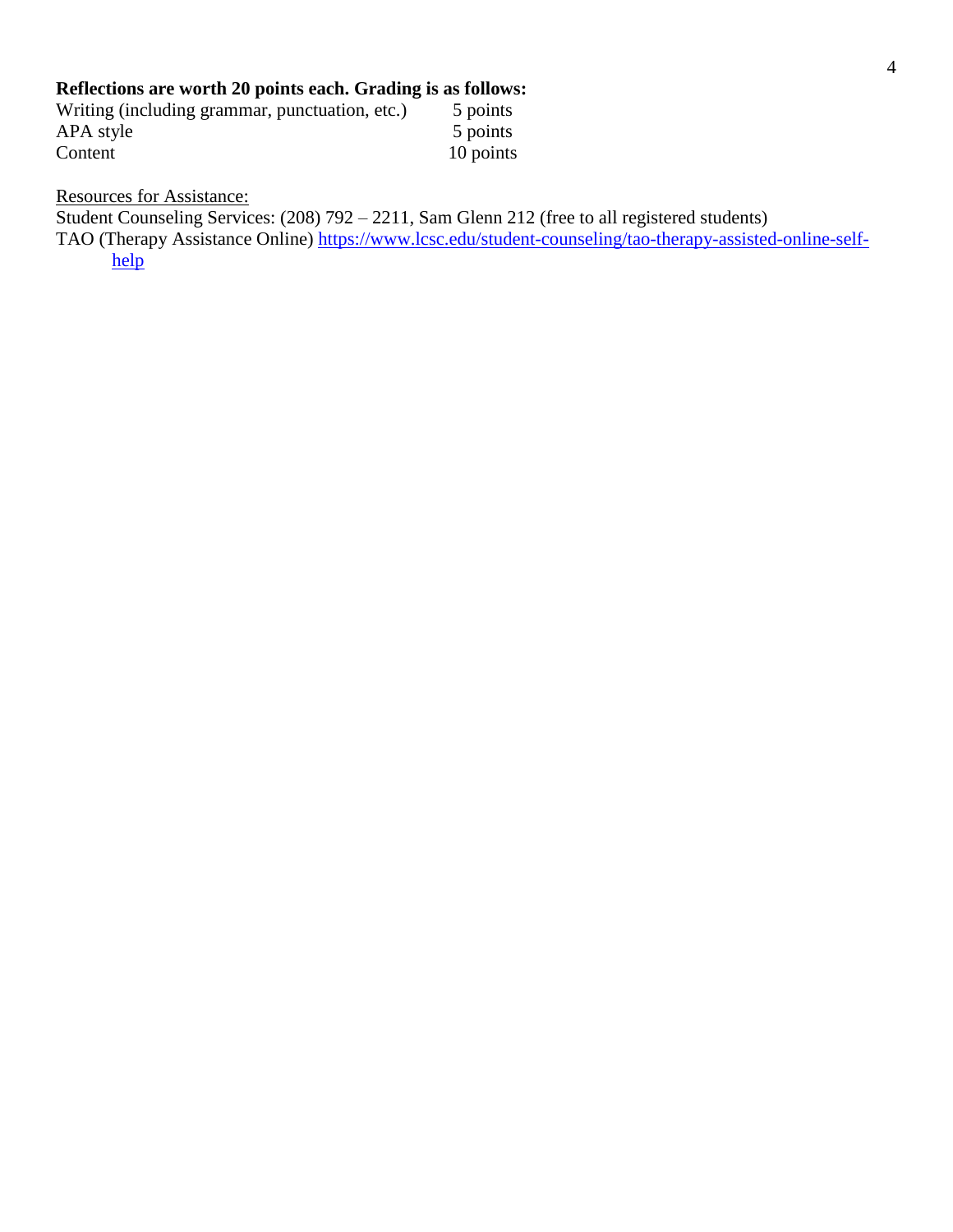**Reflections are worth 20 points each. Grading is as follows:**

| | |
|---|---|
| Writing (including grammar, punctuation, etc.) | 5 points |
| APA style | 5 points |
| Content | 10 points |

Resources for Assistance:

Student Counseling Services: (208) 792 – 2211, Sam Glenn 212 (free to all registered students)

TAO (Therapy Assistance Online) https://www.lcsc.edu/student-counseling/tao-therapy-assisted-online-self-help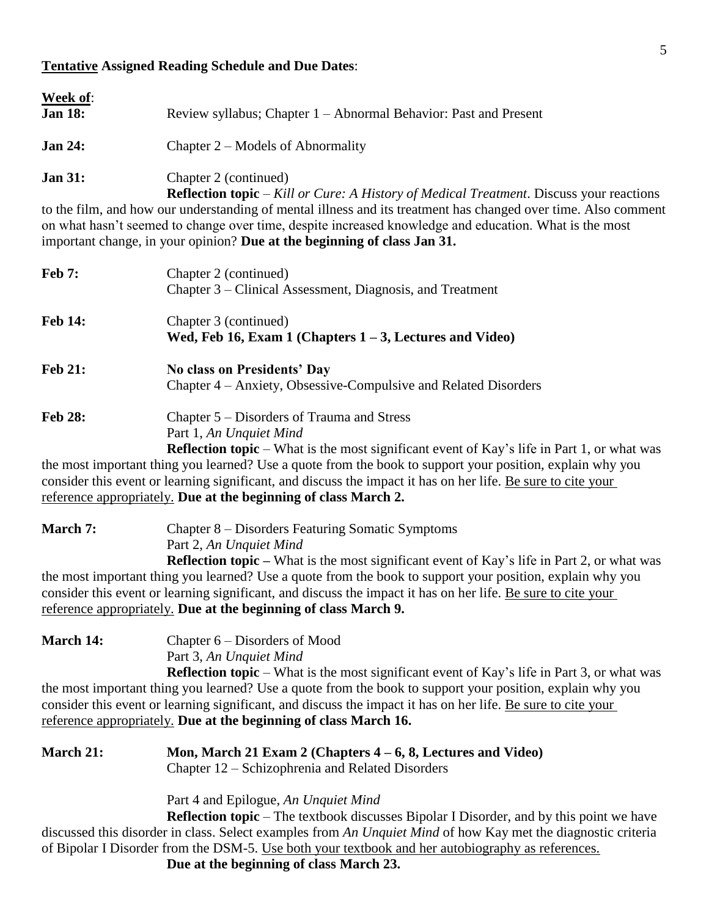**<u>Tentative</u> Assigned Reading Schedule and Due Dates**:

**<u>Week of</u>**:

**Jan 18:** Review syllabus; Chapter 1 – Abnormal Behavior: Past and Present

**Jan 24:** Chapter 2 – Models of Abnormality

**Jan 31:** Chapter 2 (continued)
**Reflection topic** – *Kill or Cure: A History of Medical Treatment*. Discuss your reactions to the film, and how our understanding of mental illness and its treatment has changed over time. Also comment on what hasn't seemed to change over time, despite increased knowledge and education. What is the most important change, in your opinion? **Due at the beginning of class Jan 31.**

**Feb 7:** Chapter 2 (continued)
Chapter 3 – Clinical Assessment, Diagnosis, and Treatment

**Feb 14:** Chapter 3 (continued)
**Wed, Feb 16, Exam 1 (Chapters 1 – 3, Lectures and Video)**

**Feb 21:** **No class on Presidents' Day**
Chapter 4 – Anxiety, Obsessive-Compulsive and Related Disorders

**Feb 28:** Chapter 5 – Disorders of Trauma and Stress
Part 1, *An Unquiet Mind*
**Reflection topic** – What is the most significant event of Kay's life in Part 1, or what was the most important thing you learned? Use a quote from the book to support your position, explain why you consider this event or learning significant, and discuss the impact it has on her life. <u>Be sure to cite your reference appropriately.</u> **Due at the beginning of class March 2.**

**March 7:** Chapter 8 – Disorders Featuring Somatic Symptoms
Part 2, *An Unquiet Mind*
**Reflection topic –** What is the most significant event of Kay's life in Part 2, or what was the most important thing you learned? Use a quote from the book to support your position, explain why you consider this event or learning significant, and discuss the impact it has on her life. <u>Be sure to cite your reference appropriately.</u> **Due at the beginning of class March 9.**

**March 14:** Chapter 6 – Disorders of Mood
Part 3, *An Unquiet Mind*
**Reflection topic** – What is the most significant event of Kay's life in Part 3, or what was the most important thing you learned? Use a quote from the book to support your position, explain why you consider this event or learning significant, and discuss the impact it has on her life. <u>Be sure to cite your reference appropriately.</u> **Due at the beginning of class March 16.**

**March 21:** **Mon, March 21 Exam 2 (Chapters 4 – 6, 8, Lectures and Video)**
Chapter 12 – Schizophrenia and Related Disorders

Part 4 and Epilogue, *An Unquiet Mind*
**Reflection topic** – The textbook discusses Bipolar I Disorder, and by this point we have discussed this disorder in class. Select examples from *An Unquiet Mind* of how Kay met the diagnostic criteria of Bipolar I Disorder from the DSM-5. <u>Use both your textbook and her autobiography as references.</u>
**Due at the beginning of class March 23.**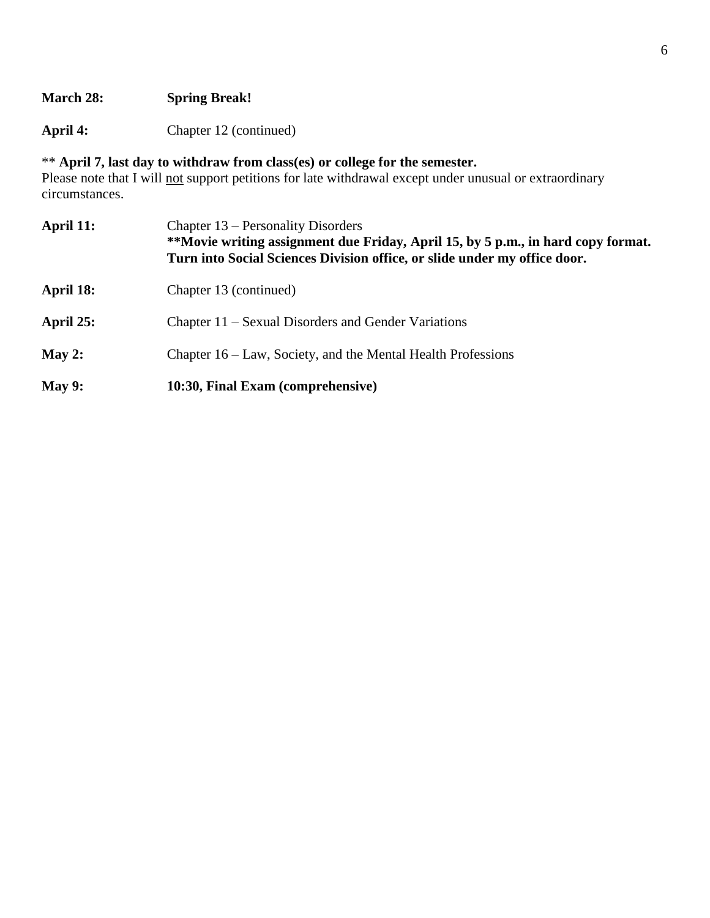**March 28:** **Spring Break!**

**April 4:** Chapter 12 (continued)

** **April 7, last day to withdraw from class(es) or college for the semester.**
Please note that I will <u>not</u> support petitions for late withdrawal except under unusual or extraordinary circumstances.

**April 11:** Chapter 13 – Personality Disorders
**Movie writing assignment due Friday, April 15, by 5 p.m., in hard copy format. Turn into Social Sciences Division office, or slide under my office door.**

**April 18:** Chapter 13 (continued)

**April 25:** Chapter 11 – Sexual Disorders and Gender Variations

**May 2:** Chapter 16 – Law, Society, and the Mental Health Professions

**May 9:** **10:30, Final Exam (comprehensive)**